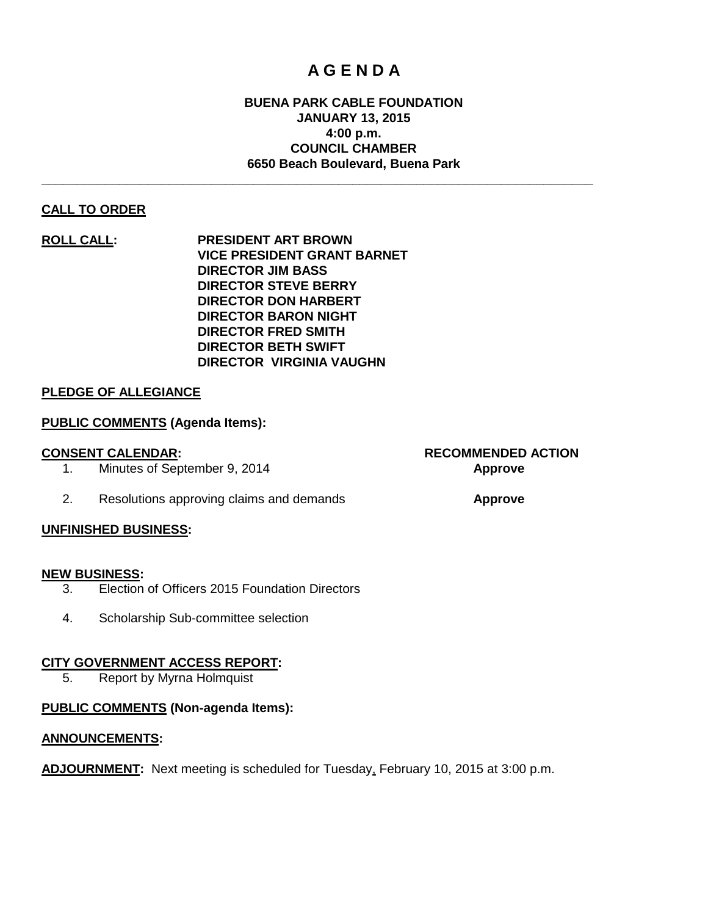# A G E N D A

**BUENA PARK CABLE FOUNDATION**
**JANUARY 13, 2015**
**4:00 p.m.**
**COUNCIL CHAMBER**
**6650 Beach Boulevard, Buena Park**

---

**CALL TO ORDER**

**ROLL CALL:**
**PRESIDENT ART BROWN**
**VICE PRESIDENT GRANT BARNET**
**DIRECTOR JIM BASS**
**DIRECTOR STEVE BERRY**
**DIRECTOR DON HARBERT**
**DIRECTOR BARON NIGHT**
**DIRECTOR FRED SMITH**
**DIRECTOR BETH SWIFT**
**DIRECTOR VIRGINIA VAUGHN**

**PLEDGE OF ALLEGIANCE**

**PUBLIC COMMENTS (Agenda Items):**

**CONSENT CALENDAR:**

| | | RECOMMENDED ACTION |
|---|---|---|
| 1. | Minutes of September 9, 2014 | **Approve** |
| 2. | Resolutions approving claims and demands | **Approve** |

**UNFINISHED BUSINESS:**

**NEW BUSINESS:**

3. Election of Officers 2015 Foundation Directors
4. Scholarship Sub-committee selection

**CITY GOVERNMENT ACCESS REPORT:**

5. Report by Myrna Holmquist

**PUBLIC COMMENTS (Non-agenda Items):**

**ANNOUNCEMENTS:**

**ADJOURNMENT:** Next meeting is scheduled for Tuesday, February 10, 2015 at 3:00 p.m.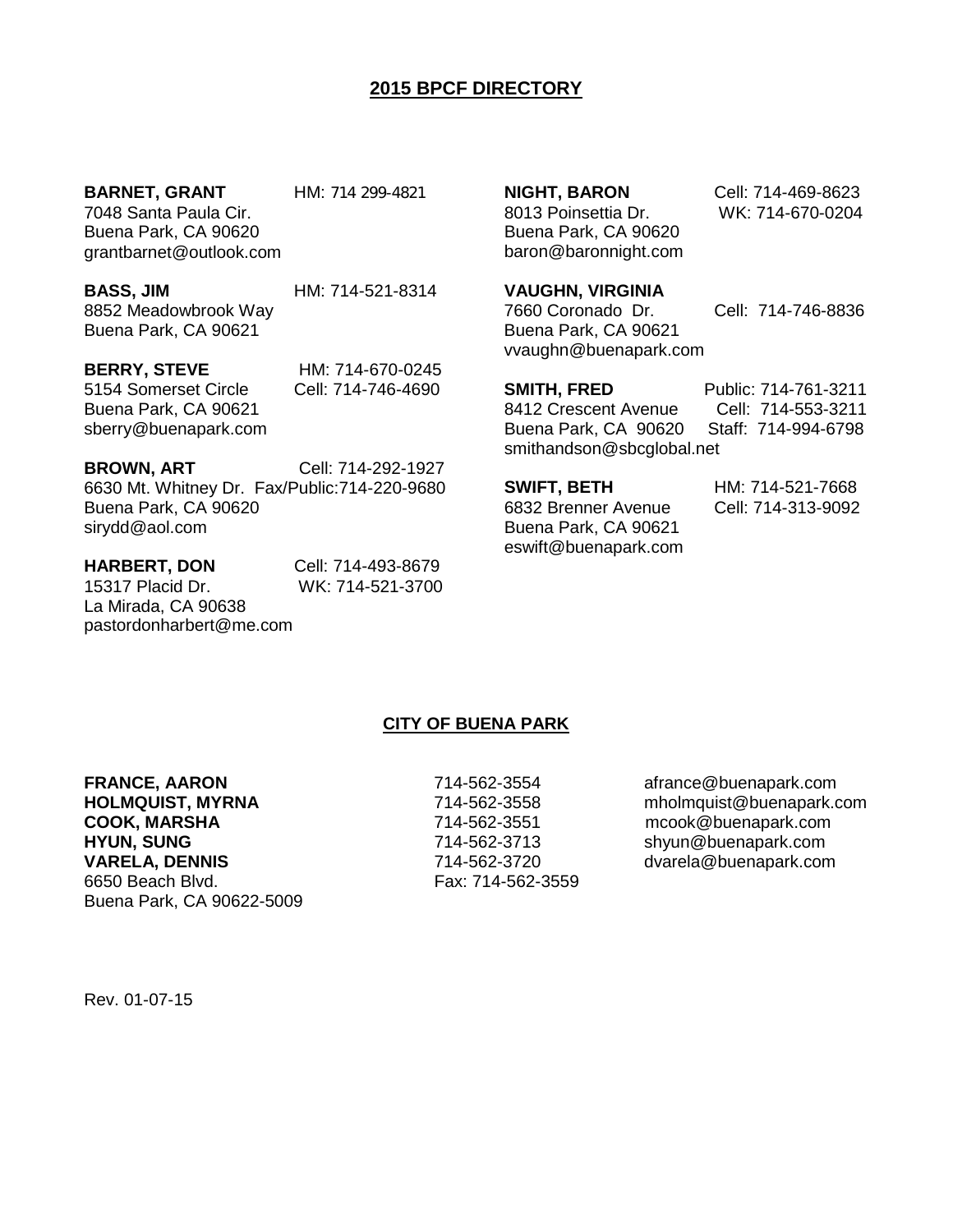## 2015 BPCF DIRECTORY

**BARNET, GRANT** HM: 714 299-4821
7048 Santa Paula Cir.
Buena Park, CA 90620
grantbarnet@outlook.com

**BASS, JIM** HM: 714-521-8314
8852 Meadowbrook Way
Buena Park, CA 90621

**BERRY, STEVE** HM: 714-670-0245
5154 Somerset Circle Cell: 714-746-4690
Buena Park, CA 90621
sberry@buenapark.com

**BROWN, ART** Cell: 714-292-1927
6630 Mt. Whitney Dr. Fax/Public:714-220-9680
Buena Park, CA 90620
sirydd@aol.com

**HARBERT, DON** Cell: 714-493-8679
15317 Placid Dr. WK: 714-521-3700
La Mirada, CA 90638
pastordonharbert@me.com

**NIGHT, BARON** Cell: 714-469-8623
8013 Poinsettia Dr. WK: 714-670-0204
Buena Park, CA 90620
baron@baronnight.com

**VAUGHN, VIRGINIA**
7660 Coronado Dr. Cell: 714-746-8836
Buena Park, CA 90621
vvaughn@buenapark.com

**SMITH, FRED** Public: 714-761-3211
8412 Crescent Avenue Cell: 714-553-3211
Buena Park, CA 90620 Staff: 714-994-6798
smithandson@sbcglobal.net

**SWIFT, BETH** HM: 714-521-7668
6832 Brenner Avenue Cell: 714-313-9092
Buena Park, CA 90621
eswift@buenapark.com

## CITY OF BUENA PARK

| Name | Phone | Email |
|---|---|---|
| **FRANCE, AARON** | 714-562-3554 | afrance@buenapark.com |
| **HOLMQUIST, MYRNA** | 714-562-3558 | mholmquist@buenapark.com |
| **COOK, MARSHA** | 714-562-3551 | mcook@buenapark.com |
| **HYUN, SUNG** | 714-562-3713 | shyun@buenapark.com |
| **VARELA, DENNIS** | 714-562-3720 | dvarela@buenapark.com |
| 6650 Beach Blvd. | Fax: 714-562-3559 | |
| Buena Park, CA 90622-5009 | | |

Rev. 01-07-15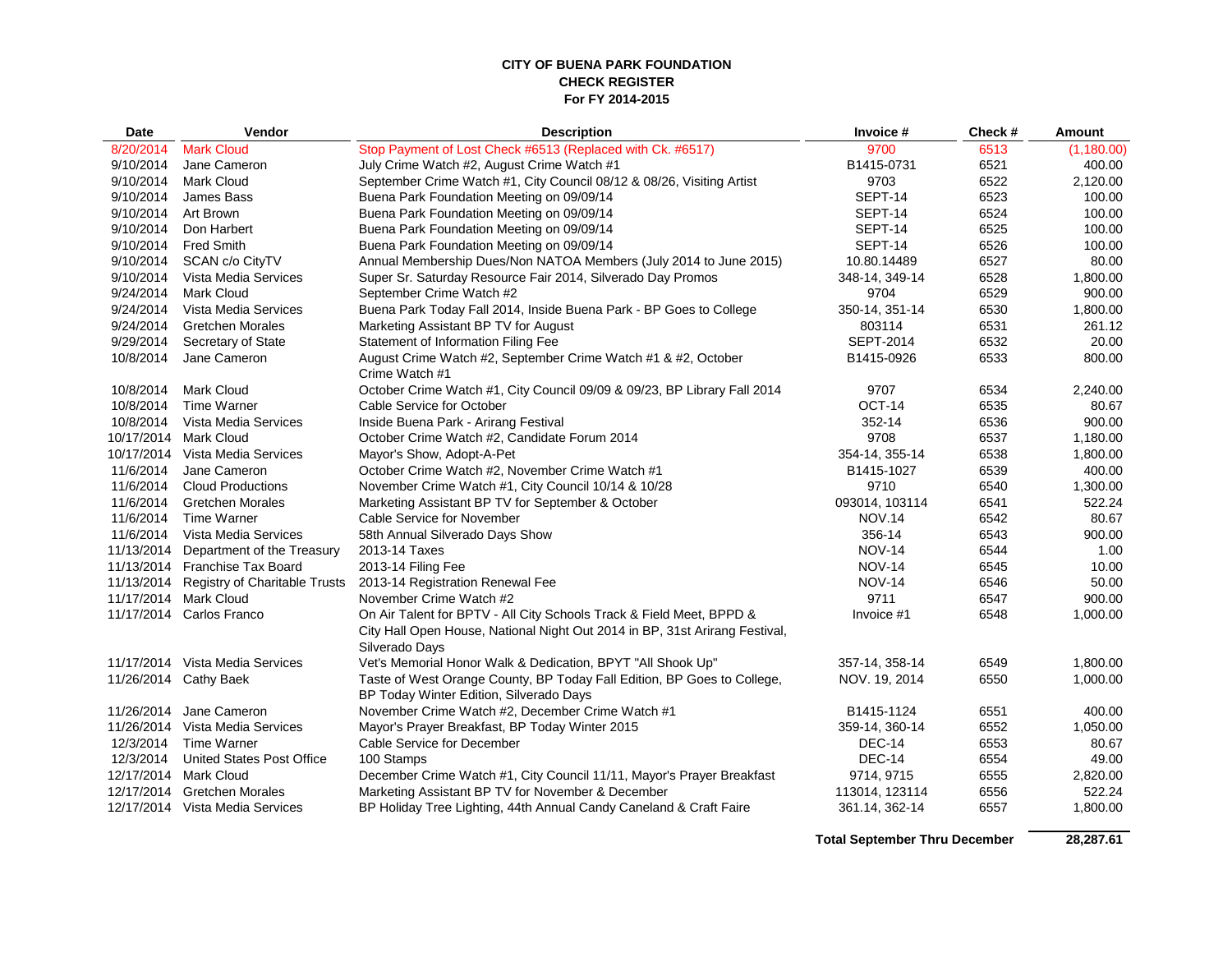**CITY OF BUENA PARK FOUNDATION**
**CHECK REGISTER**
**For FY 2014-2015**

| Date | Vendor | Description | Invoice # | Check # | Amount |
|---|---|---|---|---|---|
| 8/20/2014 | Mark Cloud | Stop Payment of Lost Check #6513 (Replaced with Ck. #6517) | 9700 | 6513 | (1,180.00) |
| 9/10/2014 | Jane Cameron | July Crime Watch #2, August Crime Watch #1 | B1415-0731 | 6521 | 400.00 |
| 9/10/2014 | Mark Cloud | September Crime Watch #1, City Council 08/12 & 08/26, Visiting Artist | 9703 | 6522 | 2,120.00 |
| 9/10/2014 | James Bass | Buena Park Foundation Meeting on 09/09/14 | SEPT-14 | 6523 | 100.00 |
| 9/10/2014 | Art Brown | Buena Park Foundation Meeting on 09/09/14 | SEPT-14 | 6524 | 100.00 |
| 9/10/2014 | Don Harbert | Buena Park Foundation Meeting on 09/09/14 | SEPT-14 | 6525 | 100.00 |
| 9/10/2014 | Fred Smith | Buena Park Foundation Meeting on 09/09/14 | SEPT-14 | 6526 | 100.00 |
| 9/10/2014 | SCAN c/o CityTV | Annual Membership Dues/Non NATOA Members (July 2014 to June 2015) | 10.80.14489 | 6527 | 80.00 |
| 9/10/2014 | Vista Media Services | Super Sr. Saturday Resource Fair 2014, Silverado Day Promos | 348-14, 349-14 | 6528 | 1,800.00 |
| 9/24/2014 | Mark Cloud | September Crime Watch #2 | 9704 | 6529 | 900.00 |
| 9/24/2014 | Vista Media Services | Buena Park Today Fall 2014, Inside Buena Park - BP Goes to College | 350-14, 351-14 | 6530 | 1,800.00 |
| 9/24/2014 | Gretchen Morales | Marketing Assistant BP TV for August | 803114 | 6531 | 261.12 |
| 9/29/2014 | Secretary of State | Statement of Information Filing Fee | SEPT-2014 | 6532 | 20.00 |
| 10/8/2014 | Jane Cameron | August Crime Watch #2, September Crime Watch #1 & #2, October Crime Watch #1 | B1415-0926 | 6533 | 800.00 |
| 10/8/2014 | Mark Cloud | October Crime Watch #1, City Council 09/09 & 09/23, BP Library Fall 2014 | 9707 | 6534 | 2,240.00 |
| 10/8/2014 | Time Warner | Cable Service for October | OCT-14 | 6535 | 80.67 |
| 10/8/2014 | Vista Media Services | Inside Buena Park - Arirang Festival | 352-14 | 6536 | 900.00 |
| 10/17/2014 | Mark Cloud | October Crime Watch #2, Candidate Forum 2014 | 9708 | 6537 | 1,180.00 |
| 10/17/2014 | Vista Media Services | Mayor's Show, Adopt-A-Pet | 354-14, 355-14 | 6538 | 1,800.00 |
| 11/6/2014 | Jane Cameron | October Crime Watch #2, November Crime Watch #1 | B1415-1027 | 6539 | 400.00 |
| 11/6/2014 | Cloud Productions | November Crime Watch #1, City Council 10/14 & 10/28 | 9710 | 6540 | 1,300.00 |
| 11/6/2014 | Gretchen Morales | Marketing Assistant BP TV for September & October | 093014, 103114 | 6541 | 522.24 |
| 11/6/2014 | Time Warner | Cable Service for November | NOV.14 | 6542 | 80.67 |
| 11/6/2014 | Vista Media Services | 58th Annual Silverado Days Show | 356-14 | 6543 | 900.00 |
| 11/13/2014 | Department of the Treasury | 2013-14 Taxes | NOV-14 | 6544 | 1.00 |
| 11/13/2014 | Franchise Tax Board | 2013-14 Filing Fee | NOV-14 | 6545 | 10.00 |
| 11/13/2014 | Registry of Charitable Trusts | 2013-14 Registration Renewal Fee | NOV-14 | 6546 | 50.00 |
| 11/17/2014 | Mark Cloud | November Crime Watch #2 | 9711 | 6547 | 900.00 |
| 11/17/2014 | Carlos Franco | On Air Talent for BPTV - All City Schools Track & Field Meet, BPPD & City Hall Open House, National Night Out 2014 in BP, 31st Arirang Festival, Silverado Days | Invoice #1 | 6548 | 1,000.00 |
| 11/17/2014 | Vista Media Services | Vet's Memorial Honor Walk & Dedication, BPYT "All Shook Up" | 357-14, 358-14 | 6549 | 1,800.00 |
| 11/26/2014 | Cathy Baek | Taste of West Orange County, BP Today Fall Edition, BP Goes to College, BP Today Winter Edition, Silverado Days | NOV. 19, 2014 | 6550 | 1,000.00 |
| 11/26/2014 | Jane Cameron | November Crime Watch #2, December Crime Watch #1 | B1415-1124 | 6551 | 400.00 |
| 11/26/2014 | Vista Media Services | Mayor's Prayer Breakfast, BP Today Winter 2015 | 359-14, 360-14 | 6552 | 1,050.00 |
| 12/3/2014 | Time Warner | Cable Service for December | DEC-14 | 6553 | 80.67 |
| 12/3/2014 | United States Post Office | 100 Stamps | DEC-14 | 6554 | 49.00 |
| 12/17/2014 | Mark Cloud | December Crime Watch #1, City Council 11/11, Mayor's Prayer Breakfast | 9714, 9715 | 6555 | 2,820.00 |
| 12/17/2014 | Gretchen Morales | Marketing Assistant BP TV for November & December | 113014, 123114 | 6556 | 522.24 |
| 12/17/2014 | Vista Media Services | BP Holiday Tree Lighting, 44th Annual Candy Caneland & Craft Faire | 361.14, 362-14 | 6557 | 1,800.00 |
| | | | **Total September Thru December** | | **28,287.61** |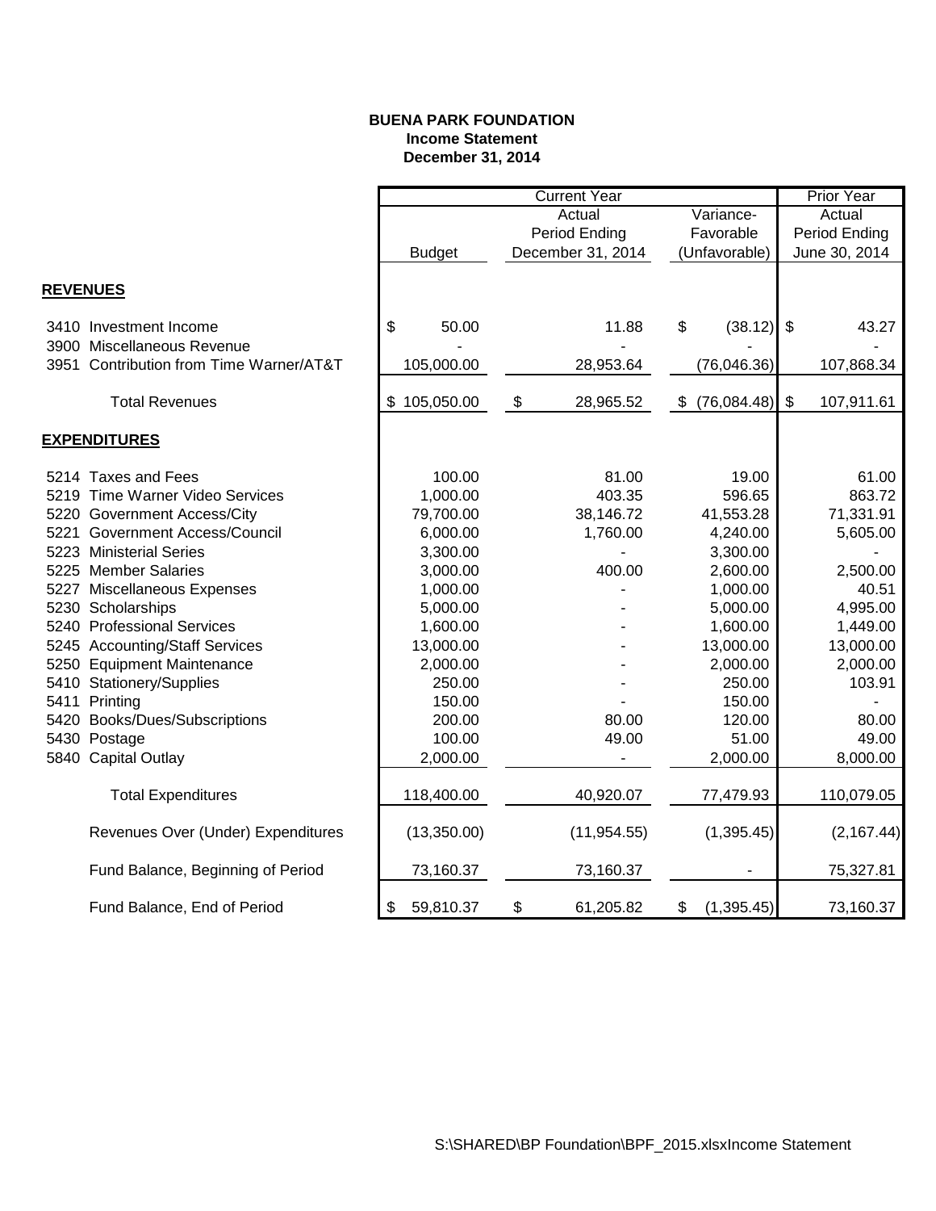**BUENA PARK FOUNDATION**
**Income Statement**
**December 31, 2014**

| | Current Year | | | Prior Year |
|---|---|---|---|---|
| | Budget | Actual Period Ending December 31, 2014 | Variance- Favorable (Unfavorable) | Actual Period Ending June 30, 2014 |
| **REVENUES** | | | | |
| 3410 Investment Income | $ 50.00 | 11.88 | $ (38.12) | $ 43.27 |
| 3900 Miscellaneous Revenue | - | - | - | - |
| 3951 Contribution from Time Warner/AT&T | 105,000.00 | 28,953.64 | (76,046.36) | 107,868.34 |
| Total Revenues | $ 105,050.00 | $ 28,965.52 | $ (76,084.48) | $ 107,911.61 |
| **EXPENDITURES** | | | | |
| 5214 Taxes and Fees | 100.00 | 81.00 | 19.00 | 61.00 |
| 5219 Time Warner Video Services | 1,000.00 | 403.35 | 596.65 | 863.72 |
| 5220 Government Access/City | 79,700.00 | 38,146.72 | 41,553.28 | 71,331.91 |
| 5221 Government Access/Council | 6,000.00 | 1,760.00 | 4,240.00 | 5,605.00 |
| 5223 Ministerial Series | 3,300.00 | - | 3,300.00 | - |
| 5225 Member Salaries | 3,000.00 | 400.00 | 2,600.00 | 2,500.00 |
| 5227 Miscellaneous Expenses | 1,000.00 | - | 1,000.00 | 40.51 |
| 5230 Scholarships | 5,000.00 | - | 5,000.00 | 4,995.00 |
| 5240 Professional Services | 1,600.00 | - | 1,600.00 | 1,449.00 |
| 5245 Accounting/Staff Services | 13,000.00 | - | 13,000.00 | 13,000.00 |
| 5250 Equipment Maintenance | 2,000.00 | - | 2,000.00 | 2,000.00 |
| 5410 Stationery/Supplies | 250.00 | - | 250.00 | 103.91 |
| 5411 Printing | 150.00 | - | 150.00 | - |
| 5420 Books/Dues/Subscriptions | 200.00 | 80.00 | 120.00 | 80.00 |
| 5430 Postage | 100.00 | 49.00 | 51.00 | 49.00 |
| 5840 Capital Outlay | 2,000.00 | - | 2,000.00 | 8,000.00 |
| Total Expenditures | 118,400.00 | 40,920.07 | 77,479.93 | 110,079.05 |
| Revenues Over (Under) Expenditures | (13,350.00) | (11,954.55) | (1,395.45) | (2,167.44) |
| Fund Balance, Beginning of Period | 73,160.37 | 73,160.37 | - | 75,327.81 |
| Fund Balance, End of Period | $ 59,810.37 | $ 61,205.82 | $ (1,395.45) | 73,160.37 |

S:\SHARED\BP Foundation\BPF_2015.xlsxIncome Statement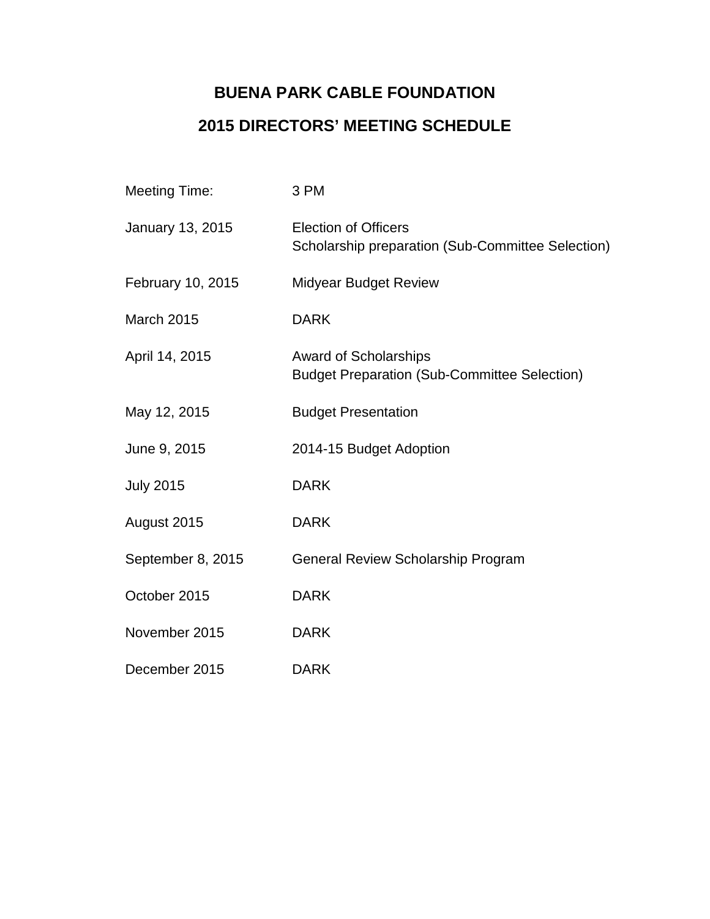# BUENA PARK CABLE FOUNDATION

## 2015 DIRECTORS' MEETING SCHEDULE

| | |
|---|---|
| Meeting Time: | 3 PM |
| January 13, 2015 | Election of Officers<br>Scholarship preparation (Sub-Committee Selection) |
| February 10, 2015 | Midyear Budget Review |
| March 2015 | DARK |
| April 14, 2015 | Award of Scholarships<br>Budget Preparation (Sub-Committee Selection) |
| May 12, 2015 | Budget Presentation |
| June 9, 2015 | 2014-15 Budget Adoption |
| July 2015 | DARK |
| August 2015 | DARK |
| September 8, 2015 | General Review Scholarship Program |
| October 2015 | DARK |
| November 2015 | DARK |
| December 2015 | DARK |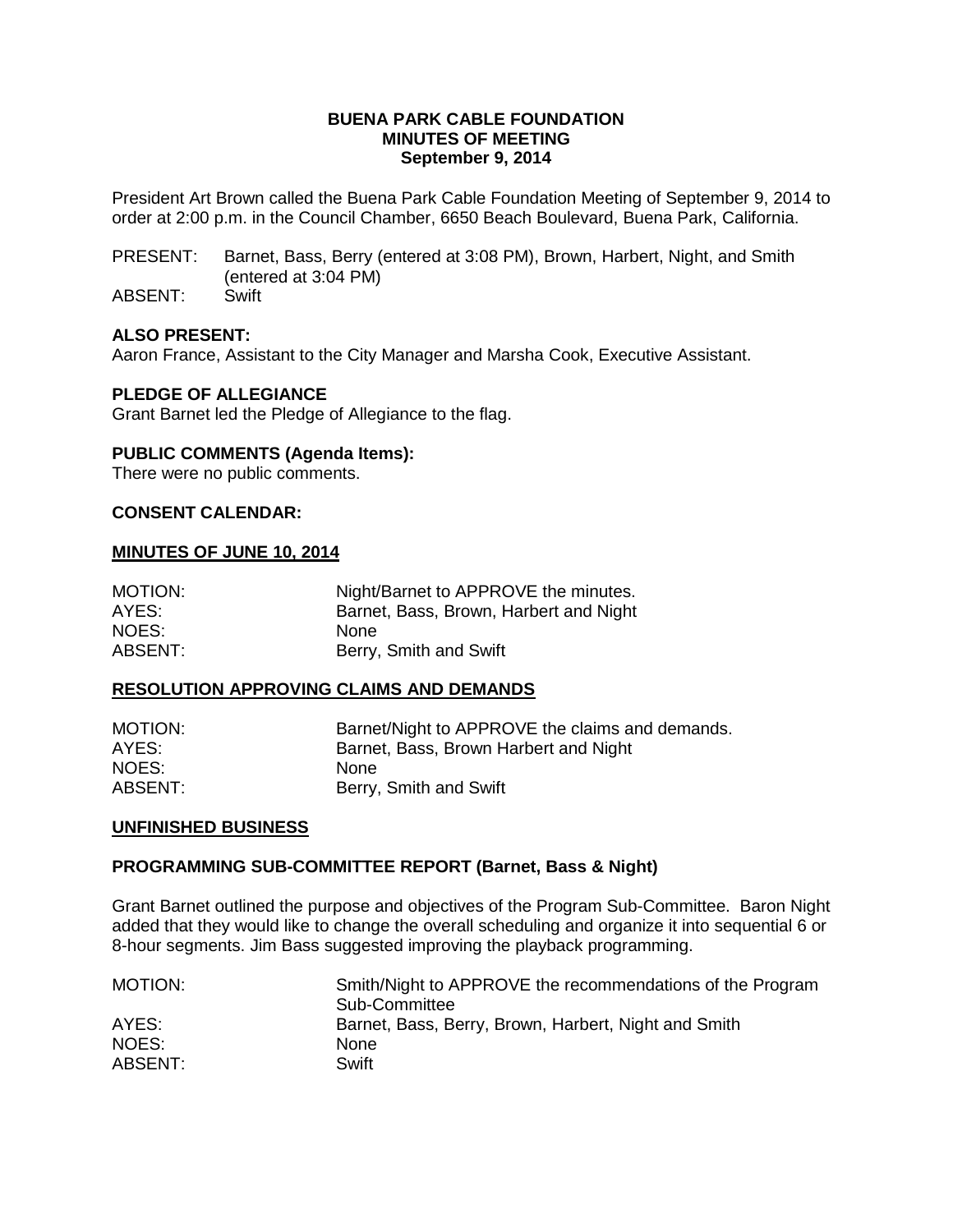**BUENA PARK CABLE FOUNDATION**
**MINUTES OF MEETING**
**September 9, 2014**

President Art Brown called the Buena Park Cable Foundation Meeting of September 9, 2014 to order at 2:00 p.m. in the Council Chamber, 6650 Beach Boulevard, Buena Park, California.

PRESENT: Barnet, Bass, Berry (entered at 3:08 PM), Brown, Harbert, Night, and Smith (entered at 3:04 PM)
ABSENT: Swift

**ALSO PRESENT:**
Aaron France, Assistant to the City Manager and Marsha Cook, Executive Assistant.

**PLEDGE OF ALLEGIANCE**
Grant Barnet led the Pledge of Allegiance to the flag.

**PUBLIC COMMENTS (Agenda Items):**
There were no public comments.

**CONSENT CALENDAR:**

**MINUTES OF JUNE 10, 2014**

MOTION: Night/Barnet to APPROVE the minutes.
AYES: Barnet, Bass, Brown, Harbert and Night
NOES: None
ABSENT: Berry, Smith and Swift

**RESOLUTION APPROVING CLAIMS AND DEMANDS**

MOTION: Barnet/Night to APPROVE the claims and demands.
AYES: Barnet, Bass, Brown Harbert and Night
NOES: None
ABSENT: Berry, Smith and Swift

**UNFINISHED BUSINESS**

**PROGRAMMING SUB-COMMITTEE REPORT (Barnet, Bass & Night)**

Grant Barnet outlined the purpose and objectives of the Program Sub-Committee. Baron Night added that they would like to change the overall scheduling and organize it into sequential 6 or 8-hour segments. Jim Bass suggested improving the playback programming.

MOTION: Smith/Night to APPROVE the recommendations of the Program Sub-Committee
AYES: Barnet, Bass, Berry, Brown, Harbert, Night and Smith
NOES: None
ABSENT: Swift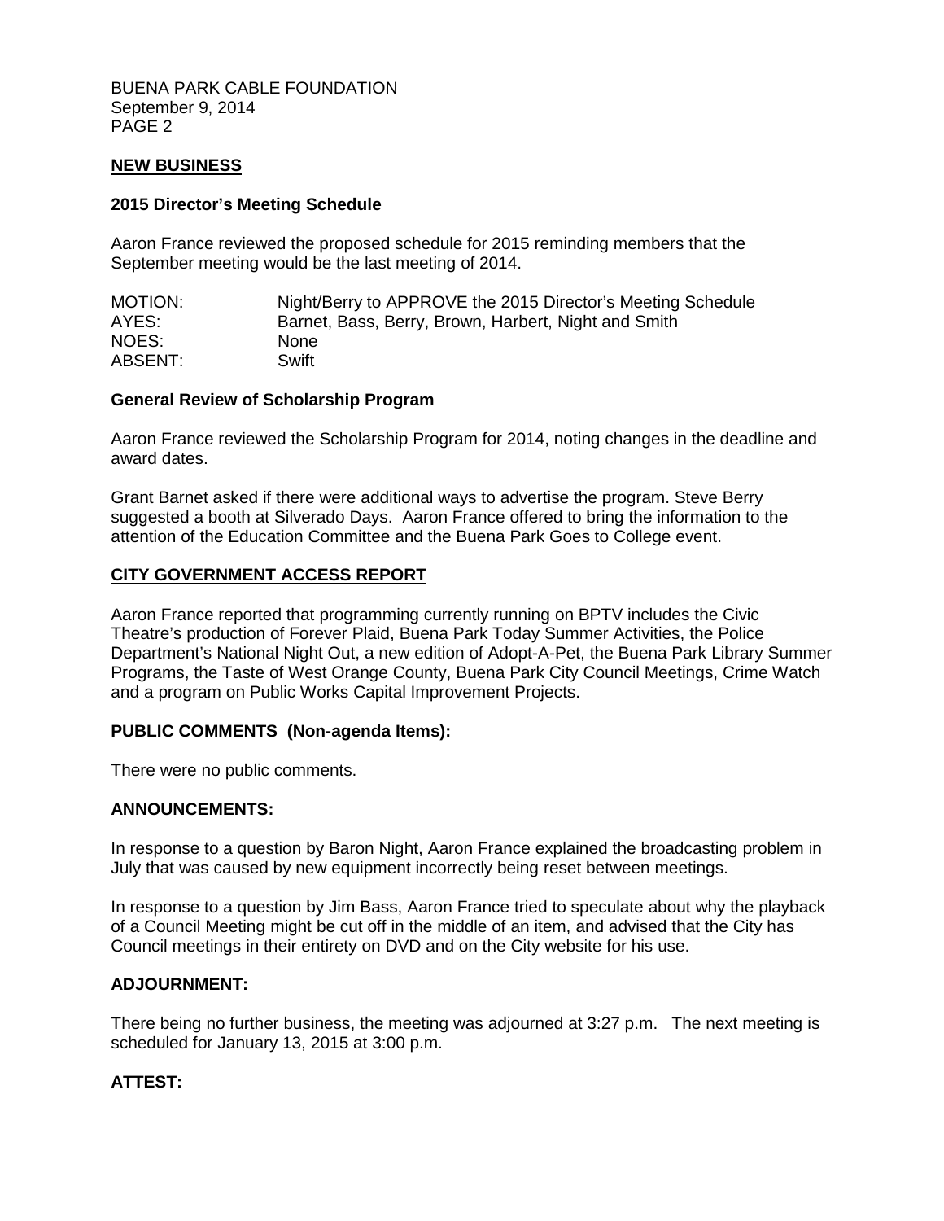## NEW BUSINESS

### 2015 Director's Meeting Schedule

Aaron France reviewed the proposed schedule for 2015 reminding members that the September meeting would be the last meeting of 2014.

| | |
|---|---|
| MOTION: | Night/Berry to APPROVE the 2015 Director's Meeting Schedule |
| AYES: | Barnet, Bass, Berry, Brown, Harbert, Night and Smith |
| NOES: | None |
| ABSENT: | Swift |

### General Review of Scholarship Program

Aaron France reviewed the Scholarship Program for 2014, noting changes in the deadline and award dates.

Grant Barnet asked if there were additional ways to advertise the program. Steve Berry suggested a booth at Silverado Days. Aaron France offered to bring the information to the attention of the Education Committee and the Buena Park Goes to College event.

## CITY GOVERNMENT ACCESS REPORT

Aaron France reported that programming currently running on BPTV includes the Civic Theatre's production of Forever Plaid, Buena Park Today Summer Activities, the Police Department's National Night Out, a new edition of Adopt-A-Pet, the Buena Park Library Summer Programs, the Taste of West Orange County, Buena Park City Council Meetings, Crime Watch and a program on Public Works Capital Improvement Projects.

### PUBLIC COMMENTS (Non-agenda Items):

There were no public comments.

### ANNOUNCEMENTS:

In response to a question by Baron Night, Aaron France explained the broadcasting problem in July that was caused by new equipment incorrectly being reset between meetings.

In response to a question by Jim Bass, Aaron France tried to speculate about why the playback of a Council Meeting might be cut off in the middle of an item, and advised that the City has Council meetings in their entirety on DVD and on the City website for his use.

### ADJOURNMENT:

There being no further business, the meeting was adjourned at 3:27 p.m. The next meeting is scheduled for January 13, 2015 at 3:00 p.m.

### ATTEST: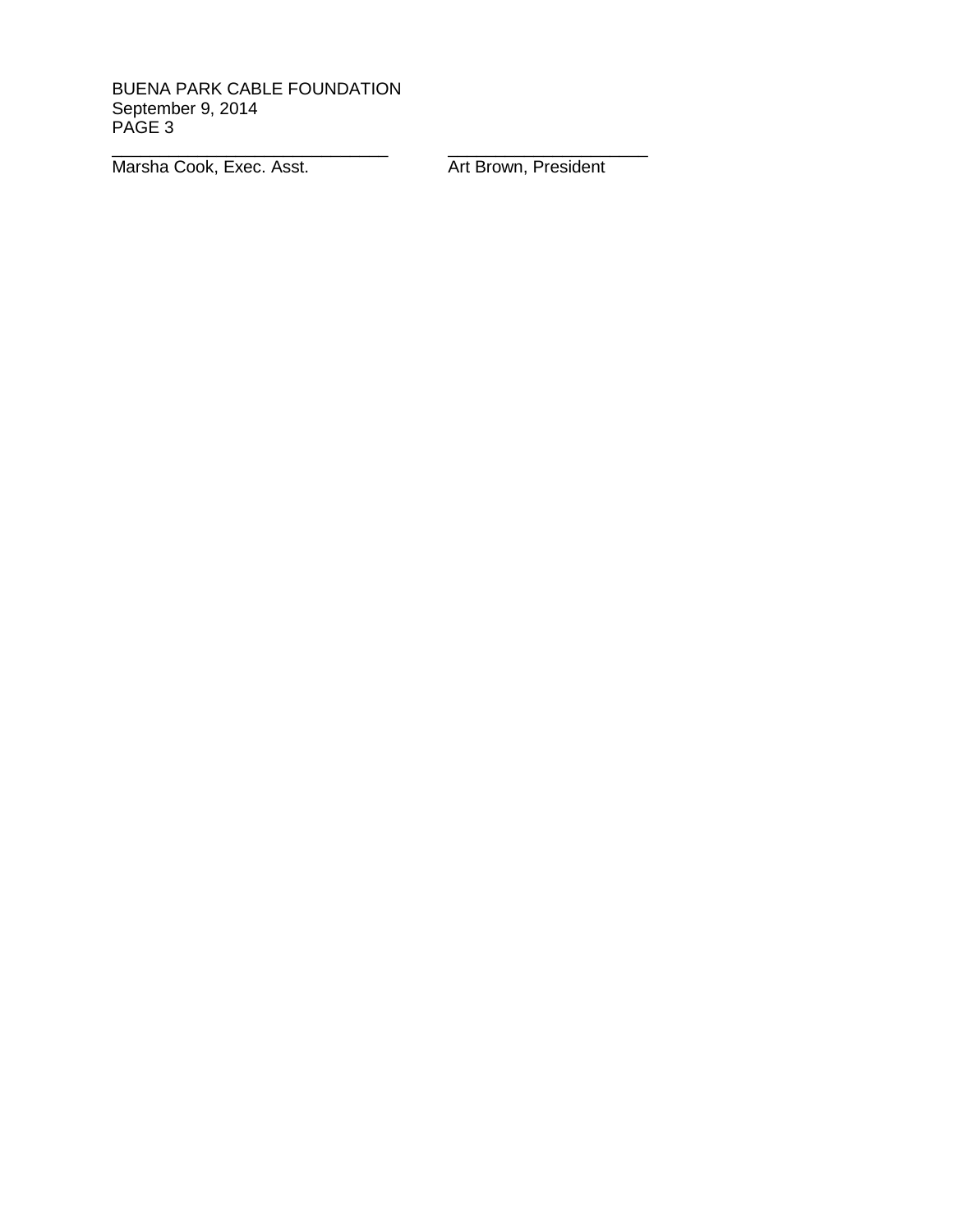_______________________________ _______________________

Marsha Cook, Exec. Asst. Art Brown, President